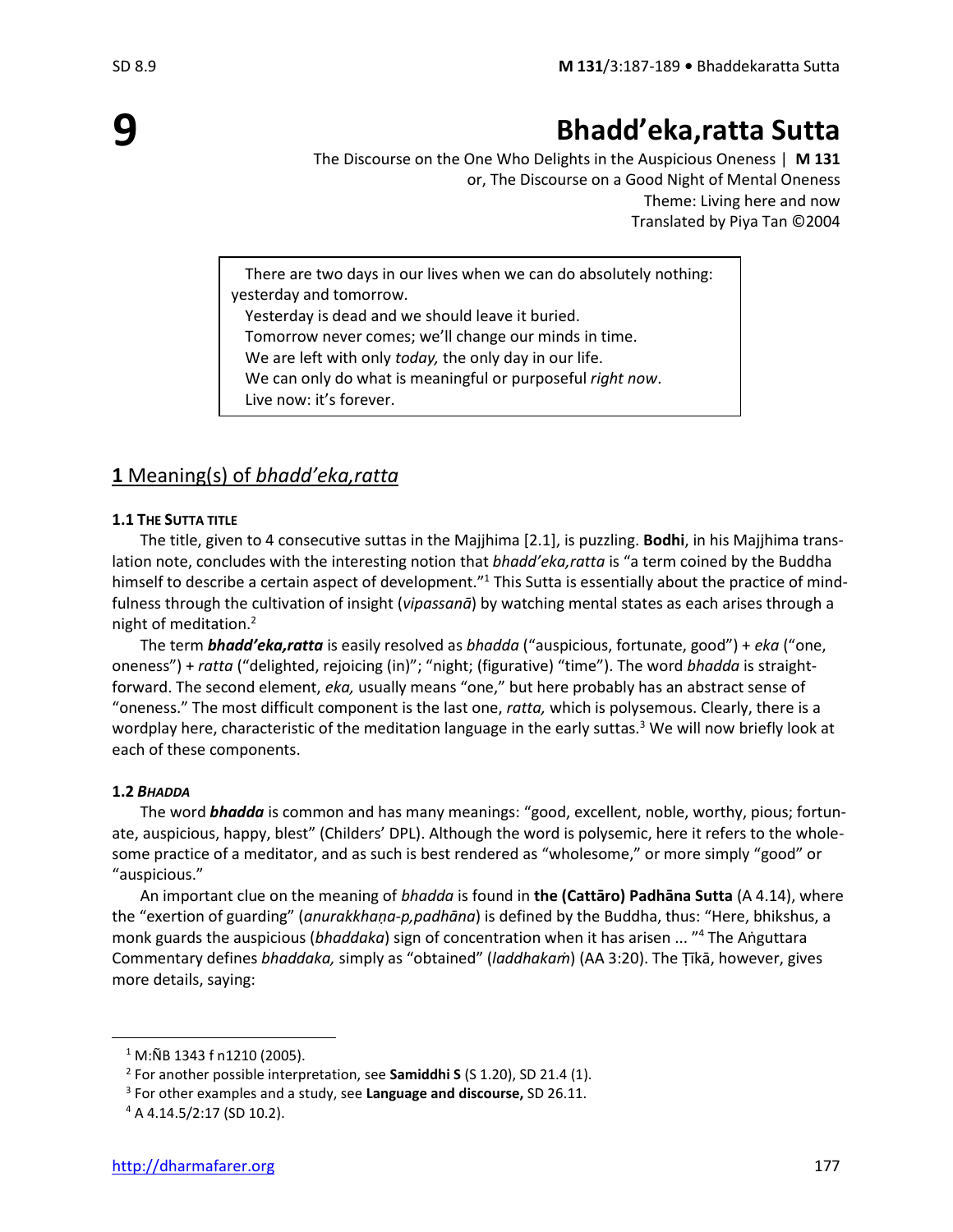# 9 Bhadd'eka,ratta Sutta

The Discourse on the One Who Delights in the Auspicious Oneness | **M 131**
or, The Discourse on a Good Night of Mental Oneness
Theme: Living here and now
Translated by Piya Tan ©2004

> There are two days in our lives when we can do absolutely nothing: yesterday and tomorrow.
> Yesterday is dead and we should leave it buried.
> Tomorrow never comes; we'll change our minds in time.
> We are left with only *today,* the only day in our life.
> We can only do what is meaningful or purposeful *right now*.
> Live now: it's forever.

## 1 Meaning(s) of *bhadd'eka,ratta*

### 1.1 THE SUTTA TITLE

The title, given to 4 consecutive suttas in the Majjhima [2.1], is puzzling. **Bodhi**, in his Majjhima translation note, concludes with the interesting notion that *bhadd'eka,ratta* is "a term coined by the Buddha himself to describe a certain aspect of development."[1] This Sutta is essentially about the practice of mindfulness through the cultivation of insight (*vipassanā*) by watching mental states as each arises through a night of meditation.[2]

The term ***bhadd'eka,ratta*** is easily resolved as *bhadda* ("auspicious, fortunate, good") + *eka* ("one, oneness") + *ratta* ("delighted, rejoicing (in)"; "night; (figurative) "time"). The word *bhadda* is straightforward. The second element, *eka,* usually means "one," but here probably has an abstract sense of "oneness." The most difficult component is the last one, *ratta,* which is polysemous. Clearly, there is a wordplay here, characteristic of the meditation language in the early suttas.[3] We will now briefly look at each of these components.

### 1.2 *BHADDA*

The word ***bhadda*** is common and has many meanings: "good, excellent, noble, worthy, pious; fortunate, auspicious, happy, blest" (Childers' DPL). Although the word is polysemic, here it refers to the wholesome practice of a meditator, and as such is best rendered as "wholesome," or more simply "good" or "auspicious."

An important clue on the meaning of *bhadda* is found in **the (Cattāro) Padhāna Sutta** (A 4.14), where the "exertion of guarding" (*anurakkhaṇa-p,padhāna*) is defined by the Buddha, thus: "Here, bhikshus, a monk guards the auspicious (*bhaddaka*) sign of concentration when it has arisen ... "[4] The Aṅguttara Commentary defines *bhaddaka,* simply as "obtained" (*laddhakaṁ*) (AA 3:20). The Ṭīkā, however, gives more details, saying:

---

[1] M:ÑB 1343 f n1210 (2005).

[2] For another possible interpretation, see **Samiddhi S** (S 1.20), SD 21.4 (1).

[3] For other examples and a study, see **Language and discourse,** SD 26.11.

[4] A 4.14.5/2:17 (SD 10.2).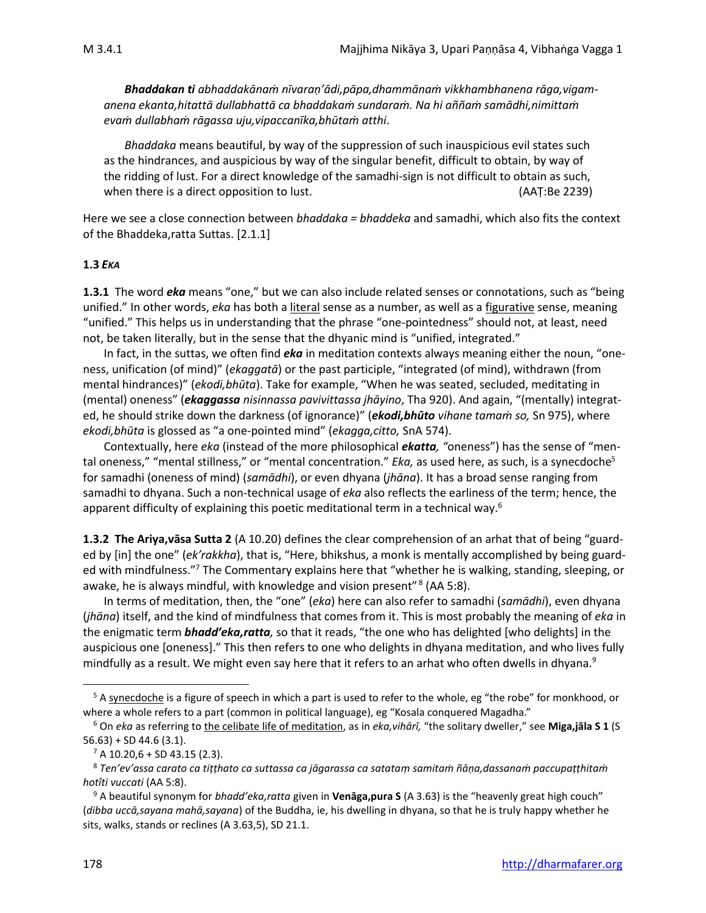*__Bhaddakan ti__ abhaddakānaṁ nīvaraṇ'ādi,pāpa,dhammānaṁ vikkhambhanena rāga,vigamanena ekanta,hitattā dullabhattā ca bhaddakaṁ sundaraṁ. Na hi aññaṁ samādhi,nimittaṁ evaṁ dullabhaṁ rāgassa uju,vipaccanīka,bhūtaṁ atthi*.

*Bhaddaka* means beautiful, by way of the suppression of such inauspicious evil states such as the hindrances, and auspicious by way of the singular benefit, difficult to obtain, by way of the ridding of lust. For a direct knowledge of the samadhi-sign is not difficult to obtain as such, when there is a direct opposition to lust. (AAṬ:Be 2239)

Here we see a close connection between *bhaddaka = bhaddeka* and samadhi, which also fits the context of the Bhaddeka,ratta Suttas. [2.1.1]

### 1.3 *EKA*

**1.3.1** The word ***eka*** means "one," but we can also include related senses or connotations, such as "being unified." In other words, *eka* has both a literal sense as a number, as well as a figurative sense, meaning "unified." This helps us in understanding that the phrase "one-pointedness" should not, at least, need not, be taken literally, but in the sense that the dhyanic mind is "unified, integrated."

In fact, in the suttas, we often find ***eka*** in meditation contexts always meaning either the noun, "oneness, unification (of mind)" (*ekaggatā*) or the past participle, "integrated (of mind), withdrawn (from mental hindrances)" (*ekodi,bhūta*). Take for example, "When he was seated, secluded, meditating in (mental) oneness" (***ekaggassa*** *nisinnassa pavivittassa jhāyino*, Tha 920). And again, "(mentally) integrated, he should strike down the darkness (of ignorance)" (***ekodi,bhūto*** *vihane tamaṁ so,* Sn 975), where *ekodi,bhūta* is glossed as "a one-pointed mind" (*ekagga,citto,* SnA 574).

Contextually, here *eka* (instead of the more philosophical ***ekatta***, "oneness") has the sense of "mental oneness," "mental stillness," or "mental concentration." *Eka,* as used here, as such, is a synecdoche[5] for samadhi (oneness of mind) (*samādhi*), or even dhyana (*jhāna*). It has a broad sense ranging from samadhi to dhyana. Such a non-technical usage of *eka* also reflects the earliness of the term; hence, the apparent difficulty of explaining this poetic meditational term in a technical way.[6]

**1.3.2 The Ariya,vāsa Sutta 2** (A 10.20) defines the clear comprehension of an arhat that of being "guarded by [in] the one" (*ek'rakkha*), that is, "Here, bhikshus, a monk is mentally accomplished by being guarded with mindfulness."[7] The Commentary explains here that "whether he is walking, standing, sleeping, or awake, he is always mindful, with knowledge and vision present"[8] (AA 5:8).

In terms of meditation, then, the "one" (*eka*) here can also refer to samadhi (*samādhi*), even dhyana (*jhāna*) itself, and the kind of mindfulness that comes from it. This is most probably the meaning of *eka* in the enigmatic term ***bhadd'eka,ratta***, so that it reads, "the one who has delighted [who delights] in the auspicious one [oneness]." This then refers to one who delights in dhyana meditation, and who lives fully mindfully as a result. We might even say here that it refers to an arhat who often dwells in dhyana.[9]

---

[5] A synecdoche is a figure of speech in which a part is used to refer to the whole, eg "the robe" for monkhood, or where a whole refers to a part (common in political language), eg "Kosala conquered Magadha."

[6] On *eka* as referring to the celibate life of meditation, as in *eka,vihārī,* "the solitary dweller," see **Miga,jāla S 1** (S 56.63) + SD 44.6 (3.1).

[7] A 10.20,6 + SD 43.15 (2.3).

[8] *Ten'ev'assa carato ca tiṭṭhato ca suttassa ca jāgarassa ca satataṃ samitaṁ ñāṇa,dassanaṁ paccupaṭṭhitaṁ hotîti vuccati* (AA 5:8).

[9] A beautiful synonym for *bhadd'eka,ratta* given in **Venāga,pura S** (A 3.63) is the "heavenly great high couch" (*dibba uccā,sayana mahā,sayana*) of the Buddha, ie, his dwelling in dhyana, so that he is truly happy whether he sits, walks, stands or reclines (A 3.63,5), SD 21.1.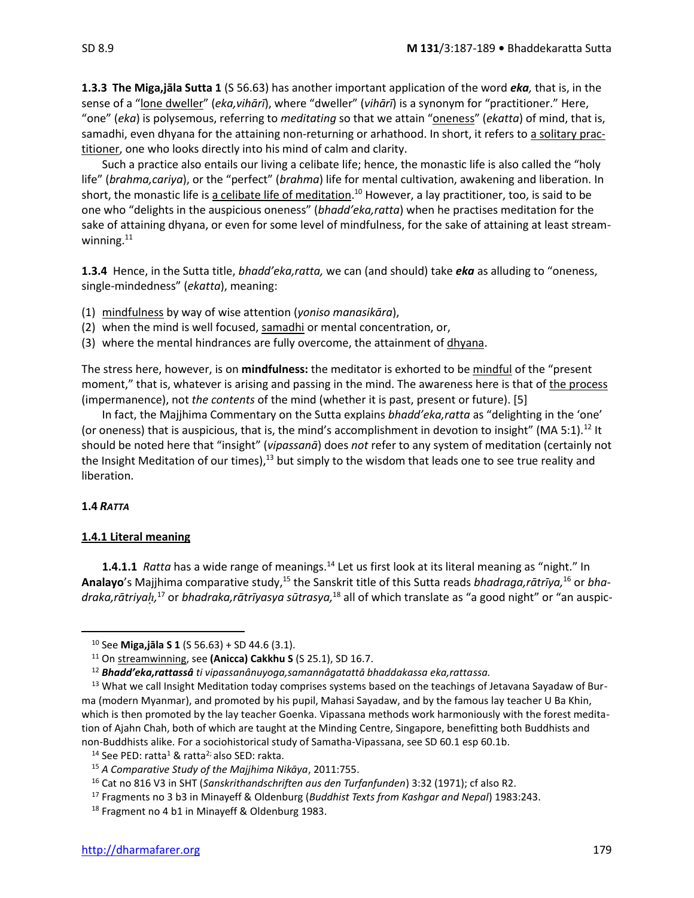**1.3.3 The Miga,jāla Sutta 1** (S 56.63) has another important application of the word ***eka,*** that is, in the sense of a "lone dweller" (*eka,vihārī*), where "dweller" (*vihārī*) is a synonym for "practitioner." Here, "one" (*eka*) is polysemous, referring to *meditating* so that we attain "oneness" (*ekatta*) of mind, that is, samadhi, even dhyana for the attaining non-returning or arhathood. In short, it refers to a solitary practitioner, one who looks directly into his mind of calm and clarity.

Such a practice also entails our living a celibate life; hence, the monastic life is also called the "holy life" (*brahma,cariya*), or the "perfect" (*brahma*) life for mental cultivation, awakening and liberation. In short, the monastic life is a celibate life of meditation.[10] However, a lay practitioner, too, is said to be one who "delights in the auspicious oneness" (*bhadd'eka,ratta*) when he practises meditation for the sake of attaining dhyana, or even for some level of mindfulness, for the sake of attaining at least streamwinning.[11]

**1.3.4** Hence, in the Sutta title, *bhadd'eka,ratta,* we can (and should) take ***eka*** as alluding to "oneness, single-mindedness" (*ekatta*), meaning:

(1) mindfulness by way of wise attention (*yoniso manasikāra*),
(2) when the mind is well focused, samadhi or mental concentration, or,
(3) where the mental hindrances are fully overcome, the attainment of dhyana.

The stress here, however, is on **mindfulness:** the meditator is exhorted to be mindful of the "present moment," that is, whatever is arising and passing in the mind. The awareness here is that of the process (impermanence), not *the contents* of the mind (whether it is past, present or future). [5]

In fact, the Majjhima Commentary on the Sutta explains *bhadd'eka,ratta* as "delighting in the 'one' (or oneness) that is auspicious, that is, the mind's accomplishment in devotion to insight" (MA 5:1).[12] It should be noted here that "insight" (*vipassanā*) does *not* refer to any system of meditation (certainly not the Insight Meditation of our times),[13] but simply to the wisdom that leads one to see true reality and liberation.

## 1.4 *RATTA*

### 1.4.1 Literal meaning

**1.4.1.1** *Ratta* has a wide range of meanings.[14] Let us first look at its literal meaning as "night." In **Analayo**'s Majjhima comparative study,[15] the Sanskrit title of this Sutta reads *bhadraga,rātrīya,*[16] or *bhadraka,rātriyaḥ,*[17] or *bhadraka,rātrīyasya sūtrasya,*[18] all of which translate as "a good night" or "an auspic-

---

[10] See **Miga,jāla S 1** (S 56.63) + SD 44.6 (3.1).

[11] On streamwinning, see **(Anicca) Cakkhu S** (S 25.1), SD 16.7.

[12] ***Bhadd'eka,rattassâ*** *ti vipassanânuyoga,samannâgatattā bhaddakassa eka,rattassa.*

[13] What we call Insight Meditation today comprises systems based on the teachings of Jetavana Sayadaw of Burma (modern Myanmar), and promoted by his pupil, Mahasi Sayadaw, and by the famous lay teacher U Ba Khin, which is then promoted by the lay teacher Goenka. Vipassana methods work harmoniously with the forest meditation of Ajahn Chah, both of which are taught at the Minding Centre, Singapore, benefitting both Buddhists and non-Buddhists alike. For a sociohistorical study of Samatha-Vipassana, see SD 60.1 esp 60.1b.

[14] See PED: ratta[1] & ratta[2]; also SED: rakta.

[15] *A Comparative Study of the Majjhima Nikāya*, 2011:755.

[16] Cat no 816 V3 in SHT (*Sanskrithandschriften aus den Turfanfunden*) 3:32 (1971); cf also R2.

[17] Fragments no 3 b3 in Minayeff & Oldenburg (*Buddhist Texts from Kashgar and Nepal*) 1983:243.

[18] Fragment no 4 b1 in Minayeff & Oldenburg 1983.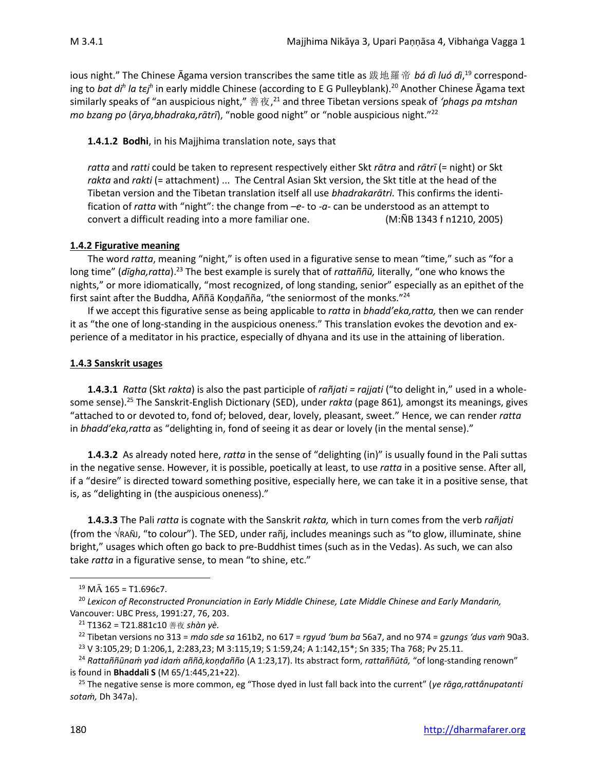ious night." The Chinese Āgama version transcribes the same title as 跋地羅帝 *bá dì luó dì*,[19] corresponding to *bat diʰ la tɛjʰ* in early middle Chinese (according to E G Pulleyblank).[20] Another Chinese Āgama text similarly speaks of "an auspicious night," 善夜,[21] and three Tibetan versions speak of *'phags pa mtshan mo bzang po* (*ārya,bhadraka,rātrī*), "noble good night" or "noble auspicious night."[22]

**1.4.1.2 Bodhi**, in his Majjhima translation note, says that

> *ratta* and *ratti* could be taken to represent respectively either Skt *rātra* and *rātrī* (= night) or Skt *rakta* and *rakti* (= attachment) ... The Central Asian Skt version, the Skt title at the head of the Tibetan version and the Tibetan translation itself all use *bhadrakarātri.* This confirms the identification of *ratta* with "night": the change from *–e-* to *-a-* can be understood as an attempt to convert a difficult reading into a more familiar one. (M:ÑB 1343 f n1210, 2005)

**1.4.2 Figurative meaning**

The word *ratta*, meaning "night," is often used in a figurative sense to mean "time," such as "for a long time" (*dīgha,ratta*).[23] The best example is surely that of *rattaññū,* literally, "one who knows the nights," or more idiomatically, "most recognized, of long standing, senior" especially as an epithet of the first saint after the Buddha, Aññā Koṇḍañña, "the seniormost of the monks."[24]

If we accept this figurative sense as being applicable to *ratta* in *bhadd'eka,ratta,* then we can render it as "the one of long-standing in the auspicious oneness." This translation evokes the devotion and experience of a meditator in his practice, especially of dhyana and its use in the attaining of liberation.

**1.4.3 Sanskrit usages**

**1.4.3.1** *Ratta* (Skt *rakta*) is also the past participle of *rañjati = rajjati* ("to delight in," used in a wholesome sense).[25] The Sanskrit-English Dictionary (SED), under *rakta* (page 861)*,* amongst its meanings, gives "attached to or devoted to, fond of; beloved, dear, lovely, pleasant, sweet." Hence, we can render *ratta* in *bhadd'eka,ratta* as "delighting in, fond of seeing it as dear or lovely (in the mental sense)."

**1.4.3.2** As already noted here, *ratta* in the sense of "delighting (in)" is usually found in the Pali suttas in the negative sense. However, it is possible, poetically at least, to use *ratta* in a positive sense. After all, if a "desire" is directed toward something positive, especially here, we can take it in a positive sense, that is, as "delighting in (the auspicious oneness)."

**1.4.3.3** The Pali *ratta* is cognate with the Sanskrit *rakta,* which in turn comes from the verb *rañjati* (from the √RAÑJ, "to colour"). The SED, under rañj, includes meanings such as "to glow, illuminate, shine bright," usages which often go back to pre-Buddhist times (such as in the Vedas). As such, we can also take *ratta* in a figurative sense, to mean "to shine, etc."

---

[19] MĀ 165 = T1.696c7.

[20] *Lexicon of Reconstructed Pronunciation in Early Middle Chinese, Late Middle Chinese and Early Mandarin,* Vancouver: UBC Press, 1991:27, 76, 203.

[21] T1362 = T21.881c10 善夜 *shàn yè.*

[22] Tibetan versions no 313 = *mdo sde sa* 161b2, no 617 = *rgyud 'bum ba* 56a7, and no 974 = *gzungs 'dus vaṁ* 90a3.

[23] V 3:105,29; D 1:206,1, 2:283,23; M 3:115,19; S 1:59,24; A 1:142,15*; Sn 335; Tha 768; Pv 25.11.

[24] *Rattaññūnaṁ yad idaṁ aññā,koṇḍañño* (A 1:23,17). Its abstract form, *rattaññūtā,* "of long-standing renown" is found in **Bhaddali S** (M 65/1:445,21+22).

[25] The negative sense is more common, eg "Those dyed in lust fall back into the current" (*ye rāga,rattânupatanti sotaṁ,* Dh 347a).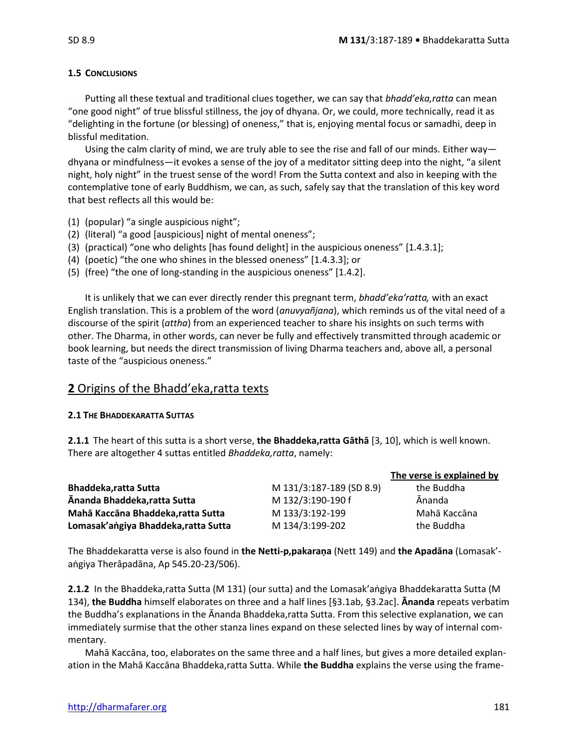### 1.5 Conclusions

Putting all these textual and traditional clues together, we can say that *bhadd'eka,ratta* can mean "one good night" of true blissful stillness, the joy of dhyana. Or, we could, more technically, read it as "delighting in the fortune (or blessing) of oneness," that is, enjoying mental focus or samadhi, deep in blissful meditation.

Using the calm clarity of mind, we are truly able to see the rise and fall of our minds. Either way—dhyana or mindfulness—it evokes a sense of the joy of a meditator sitting deep into the night, "a silent night, holy night" in the truest sense of the word! From the Sutta context and also in keeping with the contemplative tone of early Buddhism, we can, as such, safely say that the translation of this key word that best reflects all this would be:

(1) (popular) "a single auspicious night";
(2) (literal) "a good [auspicious] night of mental oneness";
(3) (practical) "one who delights [has found delight] in the auspicious oneness" [1.4.3.1];
(4) (poetic) "the one who shines in the blessed oneness" [1.4.3.3]; or
(5) (free) "the one of long-standing in the auspicious oneness" [1.4.2].

It is unlikely that we can ever directly render this pregnant term, *bhadd'eka'ratta,* with an exact English translation. This is a problem of the word (*anuvyañjana*), which reminds us of the vital need of a discourse of the spirit (*attha*) from an experienced teacher to share his insights on such terms with other. The Dharma, in other words, can never be fully and effectively transmitted through academic or book learning, but needs the direct transmission of living Dharma teachers and, above all, a personal taste of the "auspicious oneness."

## 2 Origins of the Bhadd'eka,ratta texts

### 2.1 The Bhaddekaratta Suttas

**2.1.1** The heart of this sutta is a short verse, **the Bhaddeka,ratta Gāthā** [3, 10], which is well known. There are altogether 4 suttas entitled *Bhaddeka,ratta*, namely:

| | | The verse is explained by |
|---|---|---|
| **Bhaddeka,ratta Sutta** | M 131/3:187-189 (SD 8.9) | the Buddha |
| **Ānanda Bhaddeka,ratta Sutta** | M 132/3:190-190 f | Ānanda |
| **Mahā Kaccāna Bhaddeka,ratta Sutta** | M 133/3:192-199 | Mahā Kaccāna |
| **Lomasak'aṅgiya Bhaddeka,ratta Sutta** | M 134/3:199-202 | the Buddha |

The Bhaddekaratta verse is also found in **the Netti-p,pakaraṇa** (Nett 149) and **the Apadāna** (Lomasak'-aṅgiya Therâpadāna, Ap 545.20-23/506).

**2.1.2** In the Bhaddeka,ratta Sutta (M 131) (our sutta) and the Lomasak'aṅgiya Bhaddekaratta Sutta (M 134), **the Buddha** himself elaborates on three and a half lines [§3.1ab, §3.2ac]. **Ānanda** repeats verbatim the Buddha's explanations in the Ānanda Bhaddeka,ratta Sutta. From this selective explanation, we can immediately surmise that the other stanza lines expand on these selected lines by way of internal commentary.

Mahā Kaccāna, too, elaborates on the same three and a half lines, but gives a more detailed explanation in the Mahā Kaccāna Bhaddeka,ratta Sutta. While **the Buddha** explains the verse using the frame-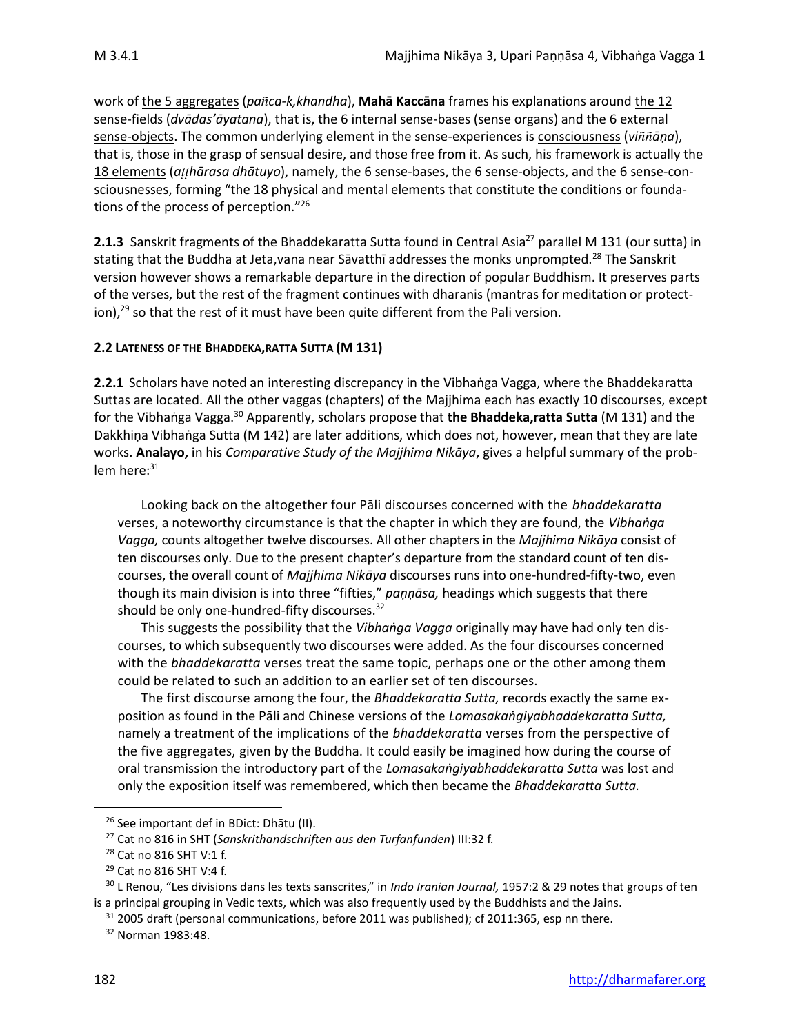work of the 5 aggregates (*pañca-k,khandha*), **Mahā Kaccāna** frames his explanations around the 12 sense-fields (*dvādas'āyatana*), that is, the 6 internal sense-bases (sense organs) and the 6 external sense-objects. The common underlying element in the sense-experiences is consciousness (*viññāṇa*), that is, those in the grasp of sensual desire, and those free from it. As such, his framework is actually the 18 elements (*aṭṭhārasa dhātuyo*), namely, the 6 sense-bases, the 6 sense-objects, and the 6 sense-consciousnesses, forming "the 18 physical and mental elements that constitute the conditions or foundations of the process of perception."[26]

**2.1.3** Sanskrit fragments of the Bhaddekaratta Sutta found in Central Asia[27] parallel M 131 (our sutta) in stating that the Buddha at Jeta,vana near Sāvatthī addresses the monks unprompted.[28] The Sanskrit version however shows a remarkable departure in the direction of popular Buddhism. It preserves parts of the verses, but the rest of the fragment continues with dharanis (mantras for meditation or protection),[29] so that the rest of it must have been quite different from the Pali version.

#### 2.2 LATENESS OF THE BHADDEKA,RATTA SUTTA (M 131)

**2.2.1** Scholars have noted an interesting discrepancy in the Vibhaṅga Vagga, where the Bhaddekaratta Suttas are located. All the other vaggas (chapters) of the Majjhima each has exactly 10 discourses, except for the Vibhaṅga Vagga.[30] Apparently, scholars propose that **the Bhaddeka,ratta Sutta** (M 131) and the Dakkhiṇa Vibhaṅga Sutta (M 142) are later additions, which does not, however, mean that they are late works. **Analayo,** in his *Comparative Study of the Majjhima Nikāya*, gives a helpful summary of the problem here:[31]

> Looking back on the altogether four Pāli discourses concerned with the *bhaddekaratta* verses, a noteworthy circumstance is that the chapter in which they are found, the *Vibhaṅga Vagga,* counts altogether twelve discourses. All other chapters in the *Majjhima Nikāya* consist of ten discourses only. Due to the present chapter's departure from the standard count of ten discourses, the overall count of *Majjhima Nikāya* discourses runs into one-hundred-fifty-two, even though its main division is into three "fifties," *paṇṇāsa,* headings which suggests that there should be only one-hundred-fifty discourses.[32]
>
> This suggests the possibility that the *Vibhaṅga Vagga* originally may have had only ten discourses, to which subsequently two discourses were added. As the four discourses concerned with the *bhaddekaratta* verses treat the same topic, perhaps one or the other among them could be related to such an addition to an earlier set of ten discourses.
>
> The first discourse among the four, the *Bhaddekaratta Sutta,* records exactly the same exposition as found in the Pāli and Chinese versions of the *Lomasakaṅgiyabhaddekaratta Sutta,* namely a treatment of the implications of the *bhaddekaratta* verses from the perspective of the five aggregates, given by the Buddha. It could easily be imagined how during the course of oral transmission the introductory part of the *Lomasakaṅgiyabhaddekaratta Sutta* was lost and only the exposition itself was remembered, which then became the *Bhaddekaratta Sutta.*

---

[26] See important def in BDict: Dhātu (II).

[27] Cat no 816 in SHT (*Sanskrithandschriften aus den Turfanfunden*) III:32 f.

[28] Cat no 816 SHT V:1 f.

[29] Cat no 816 SHT V:4 f.

[30] L Renou, "Les divisions dans les texts sanscrites," in *Indo Iranian Journal,* 1957:2 & 29 notes that groups of ten is a principal grouping in Vedic texts, which was also frequently used by the Buddhists and the Jains.

[31] 2005 draft (personal communications, before 2011 was published); cf 2011:365, esp nn there.

[32] Norman 1983:48.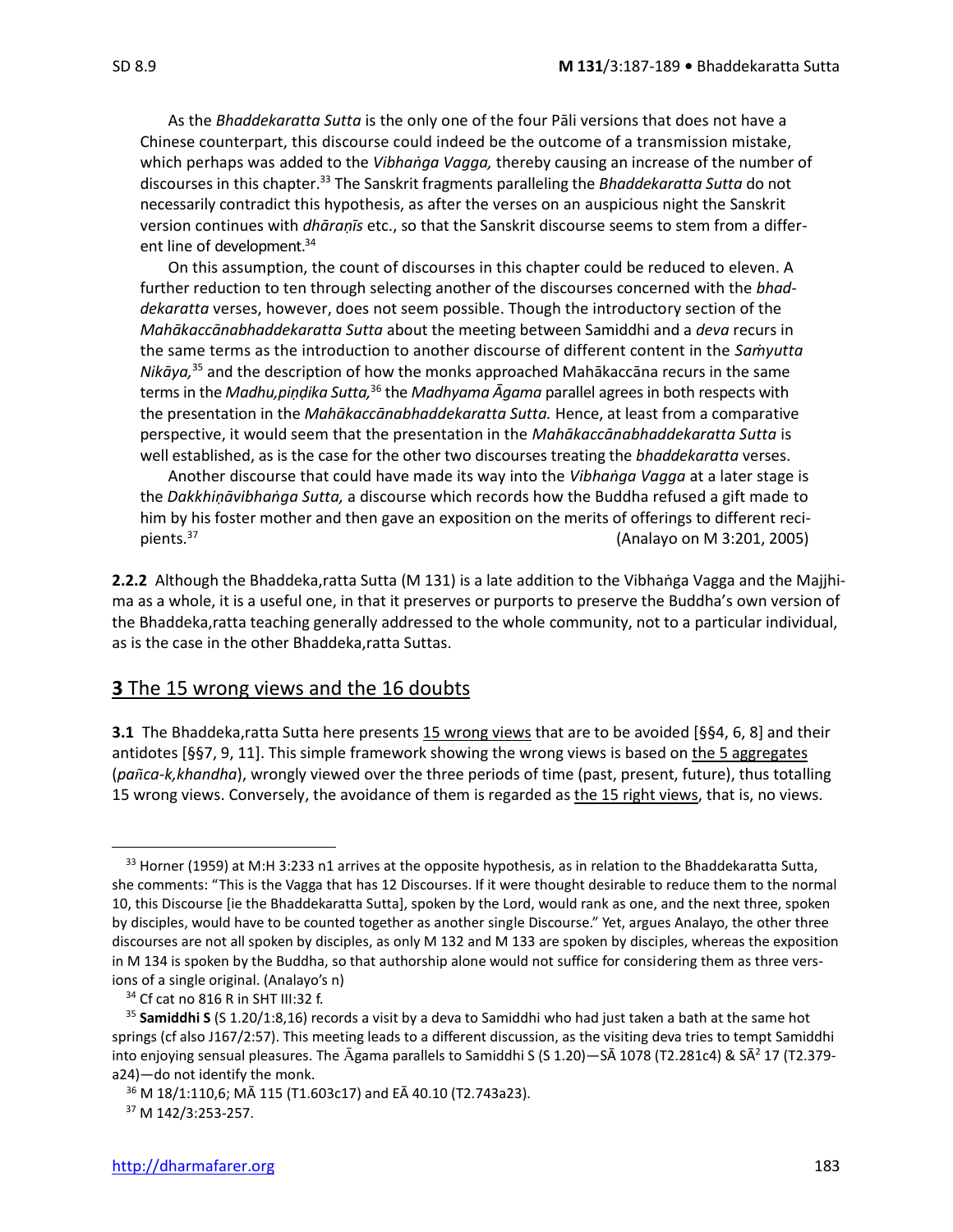As the *Bhaddekaratta Sutta* is the only one of the four Pāli versions that does not have a Chinese counterpart, this discourse could indeed be the outcome of a transmission mistake, which perhaps was added to the *Vibhaṅga Vagga,* thereby causing an increase of the number of discourses in this chapter.[33] The Sanskrit fragments paralleling the *Bhaddekaratta Sutta* do not necessarily contradict this hypothesis, as after the verses on an auspicious night the Sanskrit version continues with *dhāraṇīs* etc., so that the Sanskrit discourse seems to stem from a different line of development.[34]

On this assumption, the count of discourses in this chapter could be reduced to eleven. A further reduction to ten through selecting another of the discourses concerned with the *bhaddekaratta* verses, however, does not seem possible. Though the introductory section of the *Mahākaccānabhaddekaratta Sutta* about the meeting between Samiddhi and a *deva* recurs in the same terms as the introduction to another discourse of different content in the *Saṁyutta Nikāya,*[35] and the description of how the monks approached Mahākaccāna recurs in the same terms in the *Madhu,piṇḍika Sutta,*[36] the *Madhyama Āgama* parallel agrees in both respects with the presentation in the *Mahākaccānabhaddekaratta Sutta.* Hence, at least from a comparative perspective, it would seem that the presentation in the *Mahākaccānabhaddekaratta Sutta* is well established, as is the case for the other two discourses treating the *bhaddekaratta* verses.

Another discourse that could have made its way into the *Vibhaṅga Vagga* at a later stage is the *Dakkhiṇāvibhaṅga Sutta,* a discourse which records how the Buddha refused a gift made to him by his foster mother and then gave an exposition on the merits of offerings to different recipients.[37] (Analayo on M 3:201, 2005)

**2.2.2** Although the Bhaddeka,ratta Sutta (M 131) is a late addition to the Vibhaṅga Vagga and the Majjhima as a whole, it is a useful one, in that it preserves or purports to preserve the Buddha's own version of the Bhaddeka,ratta teaching generally addressed to the whole community, not to a particular individual, as is the case in the other Bhaddeka,ratta Suttas.

## **3** The 15 wrong views and the 16 doubts

**3.1** The Bhaddeka,ratta Sutta here presents 15 wrong views that are to be avoided [§§4, 6, 8] and their antidotes [§§7, 9, 11]. This simple framework showing the wrong views is based on the 5 aggregates (*pañca-k,khandha*), wrongly viewed over the three periods of time (past, present, future), thus totalling 15 wrong views. Conversely, the avoidance of them is regarded as the 15 right views, that is, no views.

---

[33] Horner (1959) at M:H 3:233 n1 arrives at the opposite hypothesis, as in relation to the Bhaddekaratta Sutta, she comments: "This is the Vagga that has 12 Discourses. If it were thought desirable to reduce them to the normal 10, this Discourse [ie the Bhaddekaratta Sutta], spoken by the Lord, would rank as one, and the next three, spoken by disciples, would have to be counted together as another single Discourse." Yet, argues Analayo, the other three discourses are not all spoken by disciples, as only M 132 and M 133 are spoken by disciples, whereas the exposition in M 134 is spoken by the Buddha, so that authorship alone would not suffice for considering them as three versions of a single original. (Analayo's n)

[34] Cf cat no 816 R in SHT III:32 f.

[35] **Samiddhi S** (S 1.20/1:8,16) records a visit by a deva to Samiddhi who had just taken a bath at the same hot springs (cf also J167/2:57). This meeting leads to a different discussion, as the visiting deva tries to tempt Samiddhi into enjoying sensual pleasures. The Āgama parallels to Samiddhi S (S 1.20)—SĀ 1078 (T2.281c4) & SĀ[2] 17 (T2.379-a24)—do not identify the monk.

[36] M 18/1:110,6; MĀ 115 (T1.603c17) and EĀ 40.10 (T2.743a23).

[37] M 142/3:253-257.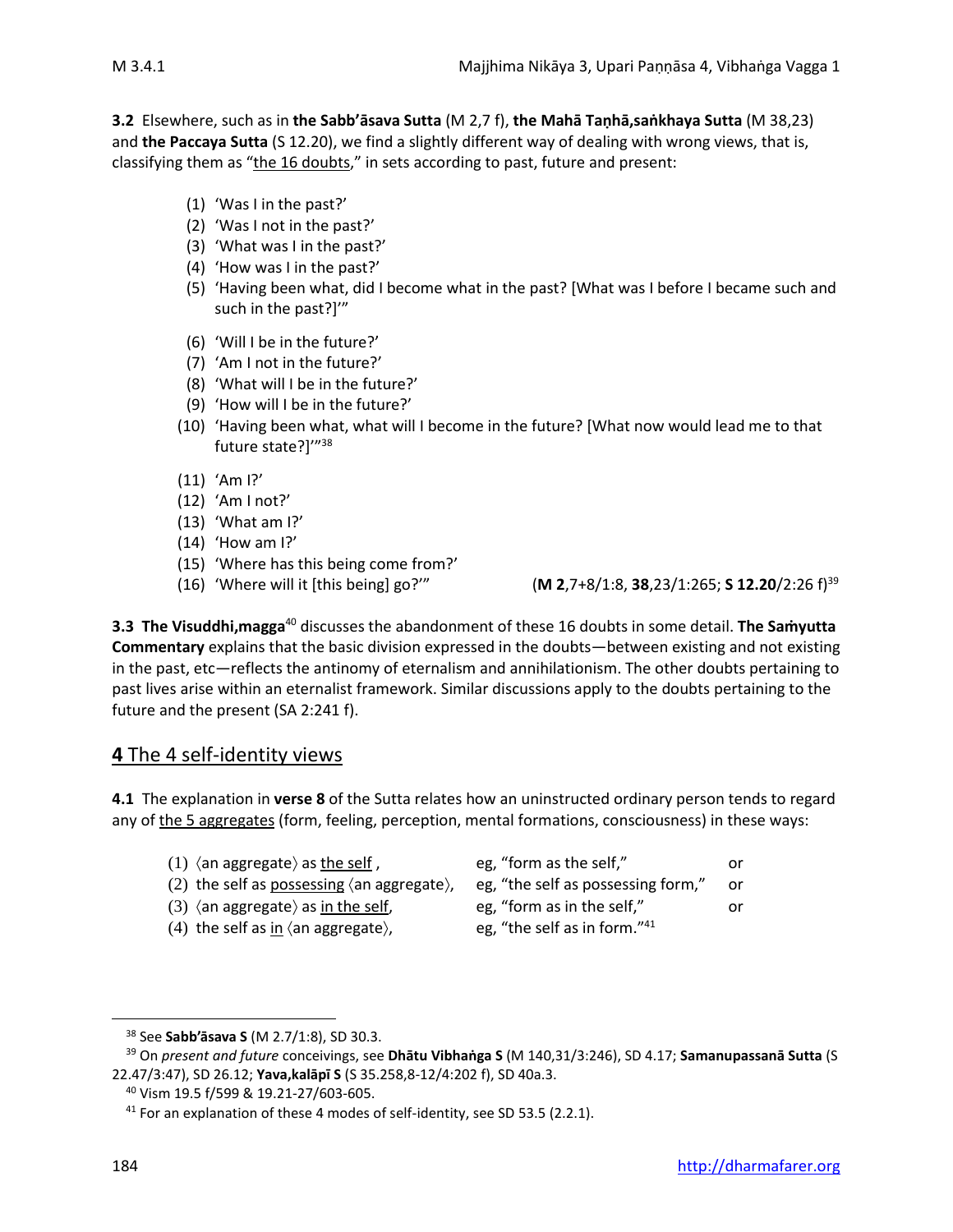**3.2** Elsewhere, such as in **the Sabb'āsava Sutta** (M 2,7 f), **the Mahā Taṇhā,saṅkhaya Sutta** (M 38,23) and **the Paccaya Sutta** (S 12.20), we find a slightly different way of dealing with wrong views, that is, classifying them as "the 16 doubts," in sets according to past, future and present:

(1) 'Was I in the past?'
(2) 'Was I not in the past?'
(3) 'What was I in the past?'
(4) 'How was I in the past?'
(5) 'Having been what, did I become what in the past? [What was I before I became such and such in the past?]'"

(6) 'Will I be in the future?'
(7) 'Am I not in the future?'
(8) 'What will I be in the future?'
(9) 'How will I be in the future?'
(10) 'Having been what, what will I become in the future? [What now would lead me to that future state?]'"[38]

(11) 'Am I?'
(12) 'Am I not?'
(13) 'What am I?'
(14) 'How am I?'
(15) 'Where has this being come from?'
(16) 'Where will it [this being] go?'" (**M 2**,7+8/1:8, **38**,23/1:265; **S 12.20**/2:26 f)[39]

**3.3 The Visuddhi,magga**[40] discusses the abandonment of these 16 doubts in some detail. **The Saṁyutta Commentary** explains that the basic division expressed in the doubts—between existing and not existing in the past, etc—reflects the antinomy of eternalism and annihilationism. The other doubts pertaining to past lives arise within an eternalist framework. Similar discussions apply to the doubts pertaining to the future and the present (SA 2:241 f).

## 4 The 4 self-identity views

**4.1** The explanation in **verse 8** of the Sutta relates how an uninstructed ordinary person tends to regard any of the 5 aggregates (form, feeling, perception, mental formations, consciousness) in these ways:

| | | |
|---|---|---|
| (1) ⟨an aggregate⟩ as the self , | eg, "form as the self," | or |
| (2) the self as possessing ⟨an aggregate⟩, | eg, "the self as possessing form," | or |
| (3) ⟨an aggregate⟩ as in the self, | eg, "form as in the self," | or |
| (4) the self as in ⟨an aggregate⟩, | eg, "the self as in form."[41] | |

---

[38] See **Sabb'āsava S** (M 2.7/1:8), SD 30.3.

[39] On *present and future* conceivings, see **Dhātu Vibhaṅga S** (M 140,31/3:246), SD 4.17; **Samanupassanā Sutta** (S 22.47/3:47), SD 26.12; **Yava,kalāpī S** (S 35.258,8-12/4:202 f), SD 40a.3.

[40] Vism 19.5 f/599 & 19.21-27/603-605.

[41] For an explanation of these 4 modes of self-identity, see SD 53.5 (2.2.1).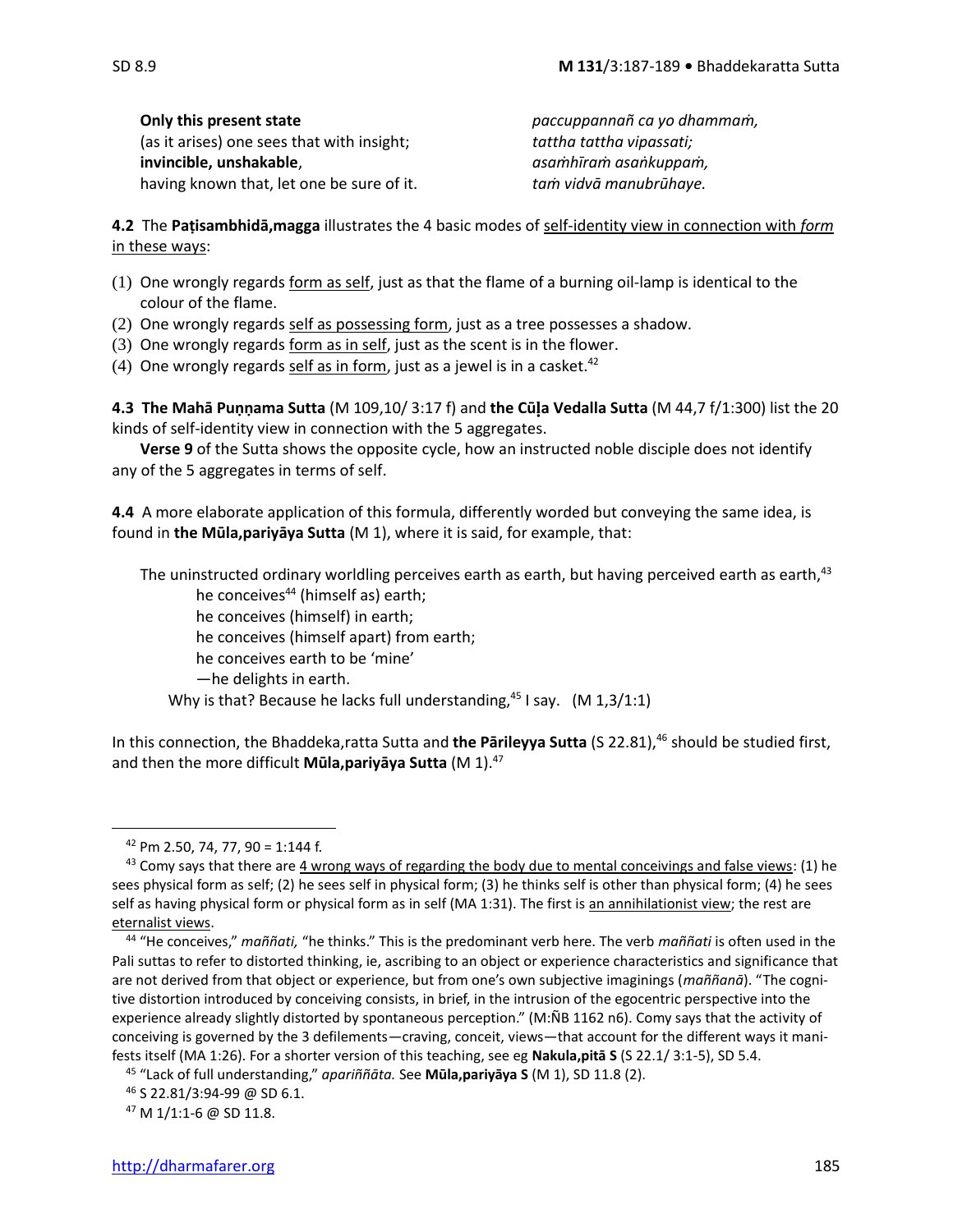| | |
|---|---|
| **Only this present state** | *paccuppannañ ca yo dhammaṁ,* |
| (as it arises) one sees that with insight; | *tattha tattha vipassati;* |
| **invincible, unshakable**, | *asaṁhīraṁ asaṅkuppaṁ,* |
| having known that, let one be sure of it. | *taṁ vidvā manubrūhaye.* |

**4.2** The **Paṭisambhidā,magga** illustrates the 4 basic modes of self-identity view in connection with *form* in these ways:

(1) One wrongly regards form as self, just as that the flame of a burning oil-lamp is identical to the colour of the flame.
(2) One wrongly regards self as possessing form, just as a tree possesses a shadow.
(3) One wrongly regards form as in self, just as the scent is in the flower.
(4) One wrongly regards self as in form, just as a jewel is in a casket.[42]

**4.3 The Mahā Puṇṇama Sutta** (M 109,10/ 3:17 f) and **the Cūḷa Vedalla Sutta** (M 44,7 f/1:300) list the 20 kinds of self-identity view in connection with the 5 aggregates.

**Verse 9** of the Sutta shows the opposite cycle, how an instructed noble disciple does not identify any of the 5 aggregates in terms of self.

**4.4** A more elaborate application of this formula, differently worded but conveying the same idea, is found in **the Mūla,pariyāya Sutta** (M 1), where it is said, for example, that:

> The uninstructed ordinary worldling perceives earth as earth, but having perceived earth as earth,[43]
> he conceives[44] (himself as) earth;
> he conceives (himself) in earth;
> he conceives (himself apart) from earth;
> he conceives earth to be 'mine'
> —he delights in earth.
> Why is that? Because he lacks full understanding,[45] I say. (M 1,3/1:1)

In this connection, the Bhaddeka,ratta Sutta and **the Pārileyya Sutta** (S 22.81),[46] should be studied first, and then the more difficult **Mūla,pariyāya Sutta** (M 1).[47]

---

[42] Pm 2.50, 74, 77, 90 = 1:144 f.

[43] Comy says that there are 4 wrong ways of regarding the body due to mental conceivings and false views: (1) he sees physical form as self; (2) he sees self in physical form; (3) he thinks self is other than physical form; (4) he sees self as having physical form or physical form as in self (MA 1:31). The first is an annihilationist view; the rest are eternalist views.

[44] "He conceives," *maññati,* "he thinks." This is the predominant verb here. The verb *maññati* is often used in the Pali suttas to refer to distorted thinking, ie, ascribing to an object or experience characteristics and significance that are not derived from that object or experience, but from one's own subjective imaginings (*maññanā*). "The cognitive distortion introduced by conceiving consists, in brief, in the intrusion of the egocentric perspective into the experience already slightly distorted by spontaneous perception." (M:ÑB 1162 n6). Comy says that the activity of conceiving is governed by the 3 defilements—craving, conceit, views—that account for the different ways it manifests itself (MA 1:26). For a shorter version of this teaching, see eg **Nakula,pitā S** (S 22.1/ 3:1-5), SD 5.4.

[45] "Lack of full understanding," *apariññāta.* See **Mūla,pariyāya S** (M 1), SD 11.8 (2).

[46] S 22.81/3:94-99 @ SD 6.1.

[47] M 1/1:1-6 @ SD 11.8.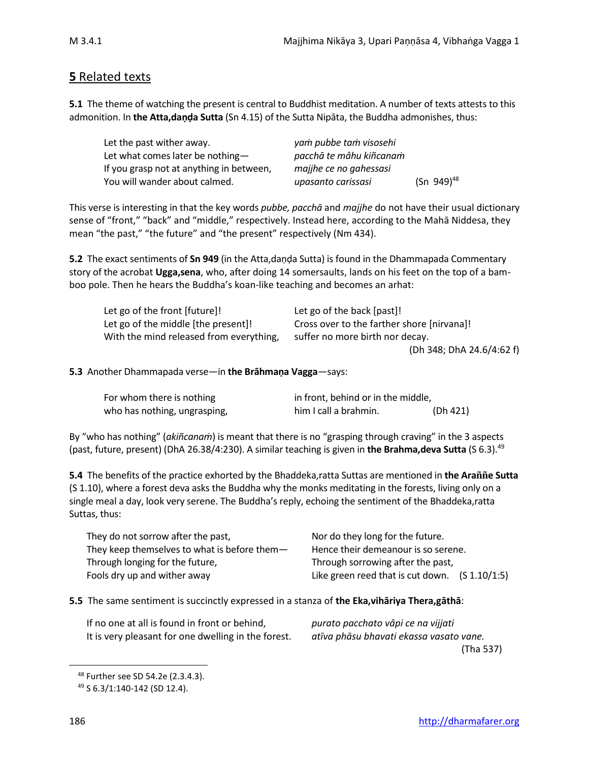## **5** Related texts

**5.1** The theme of watching the present is central to Buddhist meditation. A number of texts attests to this admonition. In **the Atta,daṇḍa Sutta** (Sn 4.15) of the Sutta Nipāta, the Buddha admonishes, thus:

| | | |
|---|---|---|
| Let the past wither away. | *yaṁ pubbe taṁ visosehi* | |
| Let what comes later be nothing— | *pacchā te mâhu kiñcanaṁ* | |
| If you grasp not at anything in between, | *majjhe ce no gahessasi* | |
| You will wander about calmed. | *upasanto carissasi* | (Sn 949)[48] |

This verse is interesting in that the key words *pubbe, pacchā* and *majjhe* do not have their usual dictionary sense of "front," "back" and "middle," respectively. Instead here, according to the Mahā Niddesa, they mean "the past," "the future" and "the present" respectively (Nm 434).

**5.2** The exact sentiments of **Sn 949** (in the Atta,daṇḍa Sutta) is found in the Dhammapada Commentary story of the acrobat **Ugga,sena**, who, after doing 14 somersaults, lands on his feet on the top of a bamboo pole. Then he hears the Buddha's koan-like teaching and becomes an arhat:

| | |
|---|---|
| Let go of the front [future]! | Let go of the back [past]! |
| Let go of the middle [the present]! | Cross over to the farther shore [nirvana]! |
| With the mind released from everything, | suffer no more birth nor decay. |
| | (Dh 348; DhA 24.6/4:62 f) |

**5.3** Another Dhammapada verse—in **the Brāhmaṇa Vagga**—says:

| | | |
|---|---|---|
| For whom there is nothing | in front, behind or in the middle, | |
| who has nothing, ungrasping, | him I call a brahmin. | (Dh 421) |

By "who has nothing" (*akiñcanaṁ*) is meant that there is no "grasping through craving" in the 3 aspects (past, future, present) (DhA 26.38/4:230). A similar teaching is given in **the Brahma,deva Sutta** (S 6.3).[49]

**5.4** The benefits of the practice exhorted by the Bhaddeka,ratta Suttas are mentioned in **the Araññe Sutta** (S 1.10), where a forest deva asks the Buddha why the monks meditating in the forests, living only on a single meal a day, look very serene. The Buddha's reply, echoing the sentiment of the Bhaddeka,ratta Suttas, thus:

| | |
|---|---|
| They do not sorrow after the past, | Nor do they long for the future. |
| They keep themselves to what is before them— | Hence their demeanour is so serene. |
| Through longing for the future, | Through sorrowing after the past, |
| Fools dry up and wither away | Like green reed that is cut down. (S 1.10/1:5) |

**5.5** The same sentiment is succinctly expressed in a stanza of **the Eka,vihāriya Thera,gāthā**:

| | |
|---|---|
| If no one at all is found in front or behind, | *purato pacchato vâpi ce na vijjati* |
| It is very pleasant for one dwelling in the forest. | *atīva phāsu bhavati ekassa vasato vane.* |
| | (Tha 537) |

---

[48] Further see SD 54.2e (2.3.4.3).

[49] S 6.3/1:140-142 (SD 12.4).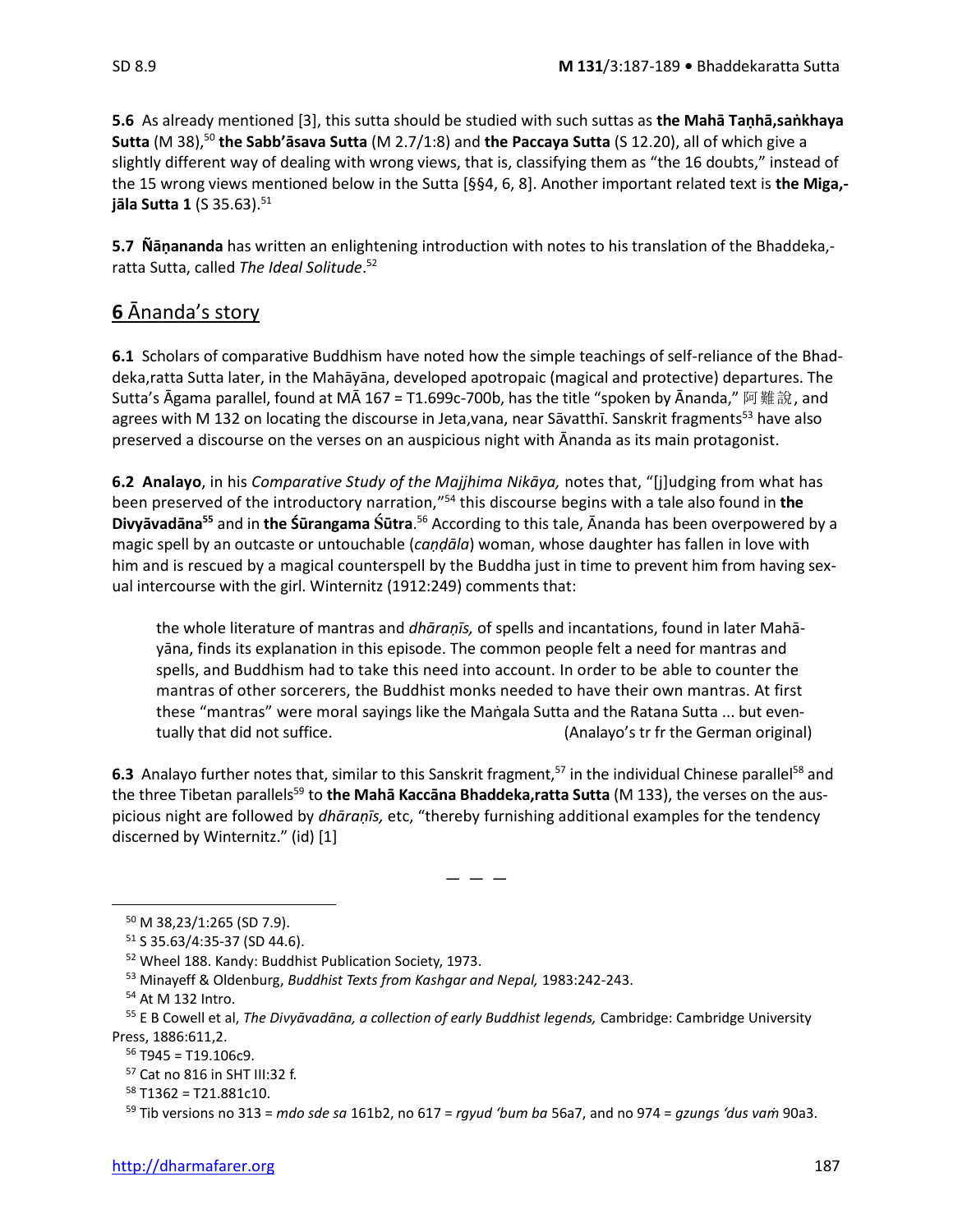**5.6** As already mentioned [3], this sutta should be studied with such suttas as **the Mahā Taṇhā,saṅkhaya Sutta** (M 38),[50] **the Sabb'āsava Sutta** (M 2.7/1:8) and **the Paccaya Sutta** (S 12.20), all of which give a slightly different way of dealing with wrong views, that is, classifying them as "the 16 doubts," instead of the 15 wrong views mentioned below in the Sutta [§§4, 6, 8]. Another important related text is **the Miga,-jāla Sutta 1** (S 35.63).[51]

**5.7** **Ñāṇananda** has written an enlightening introduction with notes to his translation of the Bhaddeka,-ratta Sutta, called *The Ideal Solitude*.[52]

## 6 Ānanda's story

**6.1** Scholars of comparative Buddhism have noted how the simple teachings of self-reliance of the Bhad-deka,ratta Sutta later, in the Mahāyāna, developed apotropaic (magical and protective) departures. The Sutta's Āgama parallel, found at MĀ 167 = T1.699c-700b, has the title "spoken by Ānanda," 阿難說, and agrees with M 132 on locating the discourse in Jeta,vana, near Sāvatthī. Sanskrit fragments[53] have also preserved a discourse on the verses on an auspicious night with Ānanda as its main protagonist.

**6.2** **Analayo**, in his *Comparative Study of the Majjhima Nikāya,* notes that, "[j]udging from what has been preserved of the introductory narration,"[54] this discourse begins with a tale also found in **the Divyāvadāna**[55] and in **the Śūrangama Śūtra**.[56] According to this tale, Ānanda has been overpowered by a magic spell by an outcaste or untouchable (*caṇḍāla*) woman, whose daughter has fallen in love with him and is rescued by a magical counterspell by the Buddha just in time to prevent him from having sex-ual intercourse with the girl. Winternitz (1912:249) comments that:

> the whole literature of mantras and *dhāraṇīs,* of spells and incantations, found in later Mahā-yāna, finds its explanation in this episode. The common people felt a need for mantras and spells, and Buddhism had to take this need into account. In order to be able to counter the mantras of other sorcerers, the Buddhist monks needed to have their own mantras. At first these "mantras" were moral sayings like the Maṅgala Sutta and the Ratana Sutta ... but even-tually that did not suffice. (Analayo's tr fr the German original)

**6.3** Analayo further notes that, similar to this Sanskrit fragment,[57] in the individual Chinese parallel[58] and the three Tibetan parallels[59] to **the Mahā Kaccāna Bhaddeka,ratta Sutta** (M 133), the verses on the aus-picious night are followed by *dhāraṇīs,* etc, "thereby furnishing additional examples for the tendency discerned by Winternitz." (id) [1]

— — —

[50] M 38,23/1:265 (SD 7.9).

[51] S 35.63/4:35-37 (SD 44.6).

[52] Wheel 188. Kandy: Buddhist Publication Society, 1973.

[53] Minayeff & Oldenburg, *Buddhist Texts from Kashgar and Nepal,* 1983:242-243.

[54] At M 132 Intro.

[55] E B Cowell et al, *The Divyāvadāna, a collection of early Buddhist legends,* Cambridge: Cambridge University Press, 1886:611,2.

[56] T945 = T19.106c9.

[57] Cat no 816 in SHT III:32 f.

[58] T1362 = T21.881c10.

[59] Tib versions no 313 = *mdo sde sa* 161b2, no 617 = *rgyud 'bum ba* 56a7, and no 974 = *gzungs 'dus vaṁ* 90a3.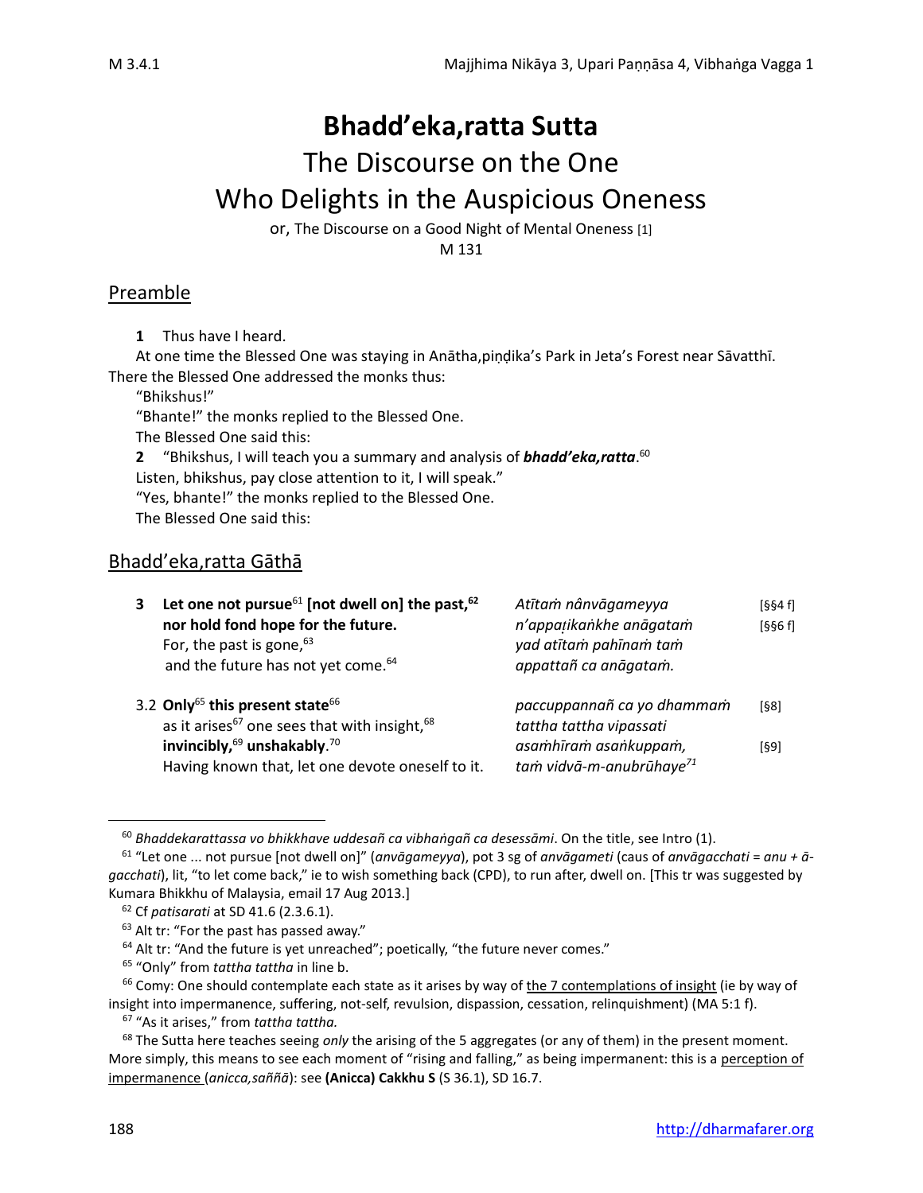# Bhadd'eka,ratta Sutta

# The Discourse on the One Who Delights in the Auspicious Oneness

or, The Discourse on a Good Night of Mental Oneness [1]

M 131

## Preamble

**1** Thus have I heard.

At one time the Blessed One was staying in Anātha,piṇḍika's Park in Jeta's Forest near Sāvatthī. There the Blessed One addressed the monks thus:

"Bhikshus!"

"Bhante!" the monks replied to the Blessed One.

The Blessed One said this:

**2** "Bhikshus, I will teach you a summary and analysis of ***bhadd'eka,ratta***.[60]

Listen, bhikshus, pay close attention to it, I will speak."

"Yes, bhante!" the monks replied to the Blessed One.

The Blessed One said this:

## Bhadd'eka,ratta Gāthā

| | | |
|---|---|---|
| **3** **Let one not pursue**[61] **[not dwell on] the past,**[62] | *Atītaṁ nânvāgameyya* | [§§4 f] |
| **nor hold fond hope for the future.** | *n'appaṭikaṅkhe anāgataṁ* | [§§6 f] |
| For, the past is gone,[63] | *yad atītaṁ pahīnaṁ taṁ* | |
| and the future has not yet come.[64] | *appattañ ca anāgataṁ.* | |
| 3.2 **Only**[65] **this present state**[66] | *paccuppannañ ca yo dhammaṁ* | [§8] |
| as it arises[67] one sees that with insight,[68] | *tattha tattha vipassati* | |
| **invincibly,**[69] **unshakably**.[70] | *asaṁhīraṁ asaṅkuppaṁ,* | [§9] |
| Having known that, let one devote oneself to it. | *taṁ vidvā-m-anubrūhaye*[71] | |

---

[60] *Bhaddekarattassa vo bhikkhave uddesañ ca vibhaṅgañ ca desessāmi*. On the title, see Intro (1).

[61] "Let one ... not pursue [not dwell on]" (*anvāgameyya*), pot 3 sg of *anvāgameti* (caus of *anvāgacchati = anu + ā-gacchati*), lit, "to let come back," ie to wish something back (CPD), to run after, dwell on. [This tr was suggested by Kumara Bhikkhu of Malaysia, email 17 Aug 2013.]

[62] Cf *patisarati* at SD 41.6 (2.3.6.1).

[63] Alt tr: "For the past has passed away."

[64] Alt tr: "And the future is yet unreached"; poetically, "the future never comes."

[65] "Only" from *tattha tattha* in line b.

[66] Comy: One should contemplate each state as it arises by way of the 7 contemplations of insight (ie by way of insight into impermanence, suffering, not-self, revulsion, dispassion, cessation, relinquishment) (MA 5:1 f).

[67] "As it arises," from *tattha tattha.*

[68] The Sutta here teaches seeing *only* the arising of the 5 aggregates (or any of them) in the present moment. More simply, this means to see each moment of "rising and falling," as being impermanent: this is a perception of impermanence (*anicca,saññā*): see **(Anicca) Cakkhu S** (S 36.1), SD 16.7.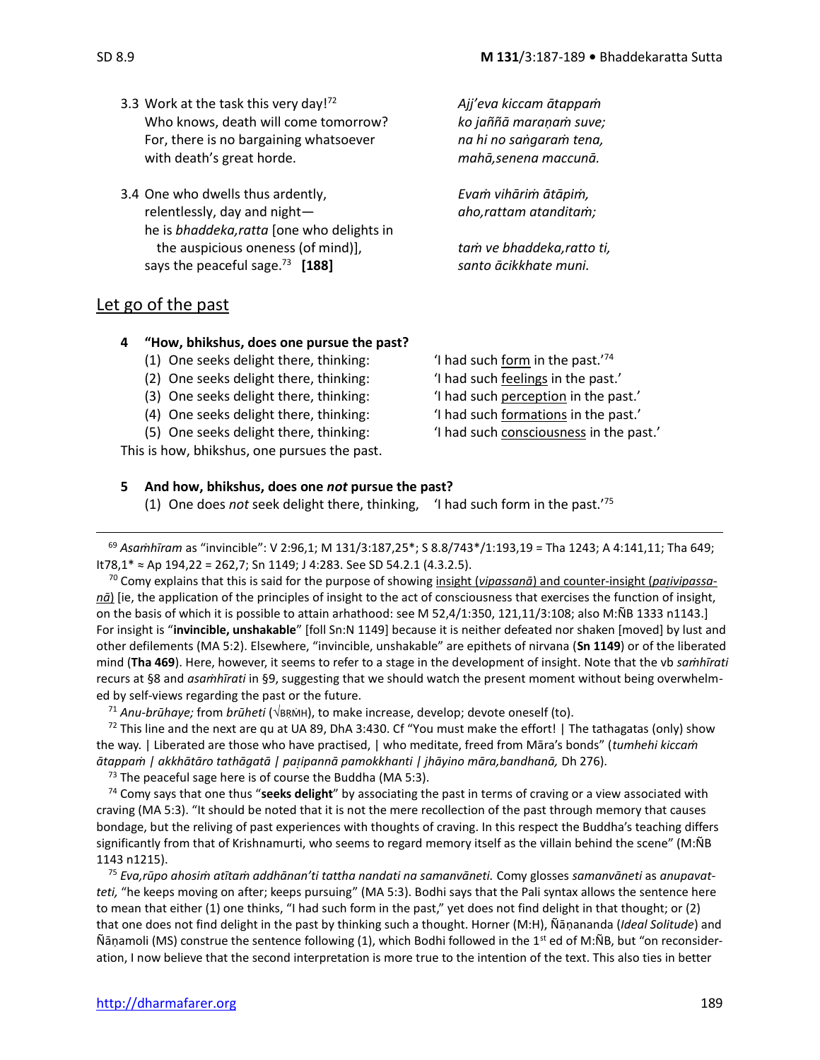3.3 Work at the task this very day![72]
Who knows, death will come tomorrow?
For, there is no bargaining whatsoever
with death's great horde.

*Ajj'eva kiccam ātappaṁ*
*ko jaññā maraṇaṁ suve;*
*na hi no saṅgaraṁ tena,*
*mahā,senena maccunā.*

3.4 One who dwells thus ardently,
relentlessly, day and night—
he is *bhaddeka,ratta* [one who delights in
the auspicious oneness (of mind)],
says the peaceful sage.[73] **[188]**

*Evaṁ vihāriṁ ātāpiṁ,*
*aho,rattam atanditaṁ;*
*taṁ ve bhaddeka,ratto ti,*
*santo ācikkhate muni.*

## Let go of the past

**4 "How, bhikshus, does one pursue the past?**

(1) One seeks delight there, thinking: 'I had such form in the past.'[74]
(2) One seeks delight there, thinking: 'I had such feelings in the past.'
(3) One seeks delight there, thinking: 'I had such perception in the past.'
(4) One seeks delight there, thinking: 'I had such formations in the past.'
(5) One seeks delight there, thinking: 'I had such consciousness in the past.'

This is how, bhikshus, one pursues the past.

**5 And how, bhikshus, does one *not* pursue the past?**

(1) One does *not* seek delight there, thinking, 'I had such form in the past.'[75]

---

[69] *Asaṁhīram* as "invincible": V 2:96,1; M 131/3:187,25*; S 8.8/743*/1:193,19 = Tha 1243; A 4:141,11; Tha 649; It78,1* ≈ Ap 194,22 = 262,7; Sn 1149; J 4:283. See SD 54.2.1 (4.3.2.5).

[70] Comy explains that this is said for the purpose of showing insight (*vipassanā*) and counter-insight (*paṭivipassanā*) [ie, the application of the principles of insight to the act of consciousness that exercises the function of insight, on the basis of which it is possible to attain arhathood: see M 52,4/1:350, 121,11/3:108; also M:ÑB 1333 n1143.] For insight is "**invincible, unshakable**" [foll Sn:N 1149] because it is neither defeated nor shaken [moved] by lust and other defilements (MA 5:2). Elsewhere, "invincible, unshakable" are epithets of nirvana (**Sn 1149**) or of the liberated mind (**Tha 469**). Here, however, it seems to refer to a stage in the development of insight. Note that the vb *saṁhīrati* recurs at §8 and *asaṁhīrati* in §9, suggesting that we should watch the present moment without being overwhelmed by self-views regarding the past or the future.

[71] *Anu-brūhaye;* from *brūheti* (√BṚṀH), to make increase, develop; devote oneself (to).

[72] This line and the next are qu at UA 89, DhA 3:430. Cf "You must make the effort! | The tathagatas (only) show the way. | Liberated are those who have practised, | who meditate, freed from Māra's bonds" (*tumhehi kiccaṁ ātappaṁ | akkhātāro tathāgatā | paṭipannā pamokkhanti | jhāyino māra,bandhanā,* Dh 276).

[73] The peaceful sage here is of course the Buddha (MA 5:3).

[74] Comy says that one thus "**seeks delight**" by associating the past in terms of craving or a view associated with craving (MA 5:3). "It should be noted that it is not the mere recollection of the past through memory that causes bondage, but the reliving of past experiences with thoughts of craving. In this respect the Buddha's teaching differs significantly from that of Krishnamurti, who seems to regard memory itself as the villain behind the scene" (M:ÑB 1143 n1215).

[75] *Eva,rūpo ahosiṁ atītaṁ addhānan'ti tattha nandati na samanvāneti.* Comy glosses *samanvāneti* as *anupavatteti,* "he keeps moving on after; keeps pursuing" (MA 5:3). Bodhi says that the Pali syntax allows the sentence here to mean that either (1) one thinks, "I had such form in the past," yet does not find delight in that thought; or (2) that one does not find delight in the past by thinking such a thought. Horner (M:H), Ñāṇananda (*Ideal Solitude*) and Ñāṇamoli (MS) construe the sentence following (1), which Bodhi followed in the 1st ed of M:ÑB, but "on reconsideration, I now believe that the second interpretation is more true to the intention of the text. This also ties in better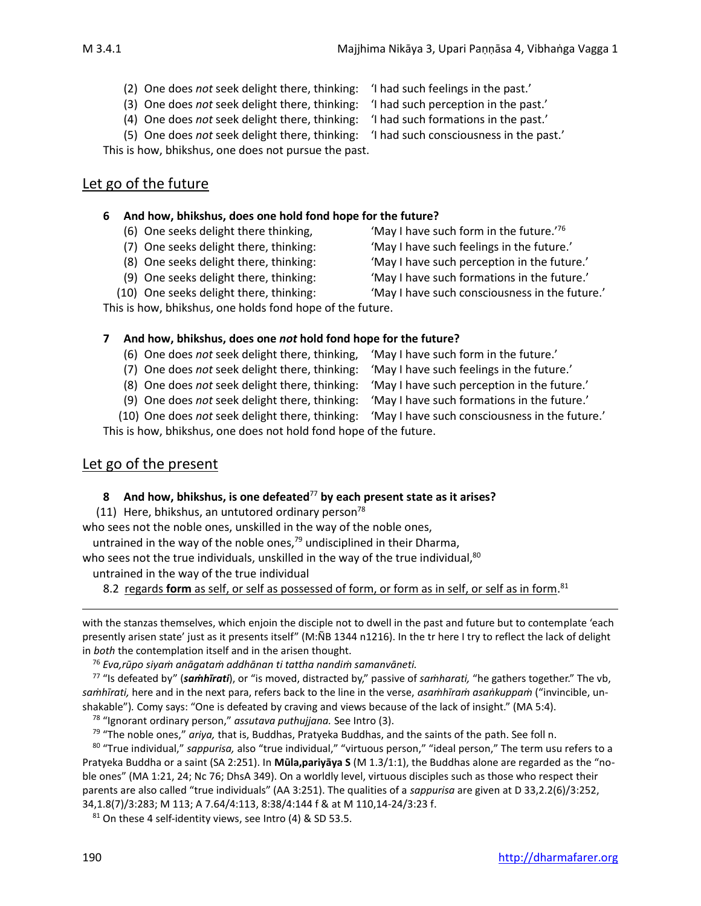(2) One does *not* seek delight there, thinking: 'I had such feelings in the past.'
(3) One does *not* seek delight there, thinking: 'I had such perception in the past.'
(4) One does *not* seek delight there, thinking: 'I had such formations in the past.'
(5) One does *not* seek delight there, thinking: 'I had such consciousness in the past.'

This is how, bhikshus, one does not pursue the past.

## Let go of the future

**6 And how, bhikshus, does one hold fond hope for the future?**

(6) One seeks delight there thinking, 'May I have such form in the future.'[76]
(7) One seeks delight there, thinking: 'May I have such feelings in the future.'
(8) One seeks delight there, thinking: 'May I have such perception in the future.'
(9) One seeks delight there, thinking: 'May I have such formations in the future.'
(10) One seeks delight there, thinking: 'May I have such consciousness in the future.'

This is how, bhikshus, one holds fond hope of the future.

**7 And how, bhikshus, does one *not* hold fond hope for the future?**

(6) One does *not* seek delight there, thinking, 'May I have such form in the future.'
(7) One does *not* seek delight there, thinking: 'May I have such feelings in the future.'
(8) One does *not* seek delight there, thinking: 'May I have such perception in the future.'
(9) One does *not* seek delight there, thinking: 'May I have such formations in the future.'
(10) One does *not* seek delight there, thinking: 'May I have such consciousness in the future.'

This is how, bhikshus, one does not hold fond hope of the future.

## Let go of the present

**8 And how, bhikshus, is one defeated**[77] **by each present state as it arises?**

(11) Here, bhikshus, an untutored ordinary person[78]
who sees not the noble ones, unskilled in the way of the noble ones,
untrained in the way of the noble ones,[79] undisciplined in their Dharma,
who sees not the true individuals, unskilled in the way of the true individual,[80]
untrained in the way of the true individual

8.2 regards **form** as self, or self as possessed of form, or form as in self, or self as in form.[81]

---

with the stanzas themselves, which enjoin the disciple not to dwell in the past and future but to contemplate 'each presently arisen state' just as it presents itself" (M:ÑB 1344 n1216). In the tr here I try to reflect the lack of delight in *both* the contemplation itself and in the arisen thought.

[76] *Eva,rūpo siyaṁ anāgataṁ addhānan ti tattha nandiṁ samanvāneti.*

[77] "Is defeated by" (***saṁhīrati***), or "is moved, distracted by," passive of *saṁharati,* "he gathers together." The vb, *saṁhīrati,* here and in the next para, refers back to the line in the verse, *asaṁhīraṁ asaṅkuppaṁ* ("invincible, unshakable"). Comy says: "One is defeated by craving and views because of the lack of insight." (MA 5:4).

[78] "Ignorant ordinary person," *assutava puthujjana.* See Intro (3).

[79] "The noble ones," *ariya,* that is, Buddhas, Pratyeka Buddhas, and the saints of the path. See foll n.

[80] "True individual," *sappurisa,* also "true individual," "virtuous person," "ideal person," The term usu refers to a Pratyeka Buddha or a saint (SA 2:251). In **Mūla,pariyāya S** (M 1.3/1:1), the Buddhas alone are regarded as the "noble ones" (MA 1:21, 24; Nc 76; DhsA 349). On a worldly level, virtuous disciples such as those who respect their parents are also called "true individuals" (AA 3:251). The qualities of a *sappurisa* are given at D 33,2.2(6)/3:252, 34,1.8(7)/3:283; M 113; A 7.64/4:113, 8:38/4:144 f & at M 110,14-24/3:23 f.

[81] On these 4 self-identity views, see Intro (4) & SD 53.5.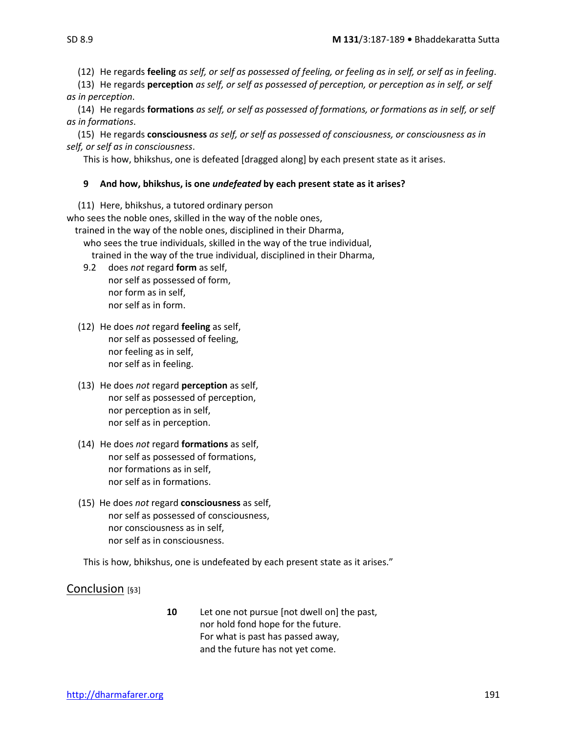(12) He regards **feeling** *as self, or self as possessed of feeling, or feeling as in self, or self as in feeling*.

(13) He regards **perception** *as self, or self as possessed of perception, or perception as in self, or self as in perception*.

(14) He regards **formations** *as self, or self as possessed of formations, or formations as in self, or self as in formations*.

(15) He regards **consciousness** *as self, or self as possessed of consciousness, or consciousness as in self, or self as in consciousness*.

This is how, bhikshus, one is defeated [dragged along] by each present state as it arises.

**9 And how, bhikshus, is one *undefeated* by each present state as it arises?**

(11) Here, bhikshus, a tutored ordinary person
who sees the noble ones, skilled in the way of the noble ones,
trained in the way of the noble ones, disciplined in their Dharma,
who sees the true individuals, skilled in the way of the true individual,
trained in the way of the true individual, disciplined in their Dharma,

9.2 does *not* regard **form** as self,
nor self as possessed of form,
nor form as in self,
nor self as in form.

(12) He does *not* regard **feeling** as self,
nor self as possessed of feeling,
nor feeling as in self,
nor self as in feeling.

(13) He does *not* regard **perception** as self,
nor self as possessed of perception,
nor perception as in self,
nor self as in perception.

(14) He does *not* regard **formations** as self,
nor self as possessed of formations,
nor formations as in self,
nor self as in formations.

(15) He does *not* regard **consciousness** as self,
nor self as possessed of consciousness,
nor consciousness as in self,
nor self as in consciousness.

This is how, bhikshus, one is undefeated by each present state as it arises."

## Conclusion [§3]

**10** Let one not pursue [not dwell on] the past,
nor hold fond hope for the future.
For what is past has passed away,
and the future has not yet come.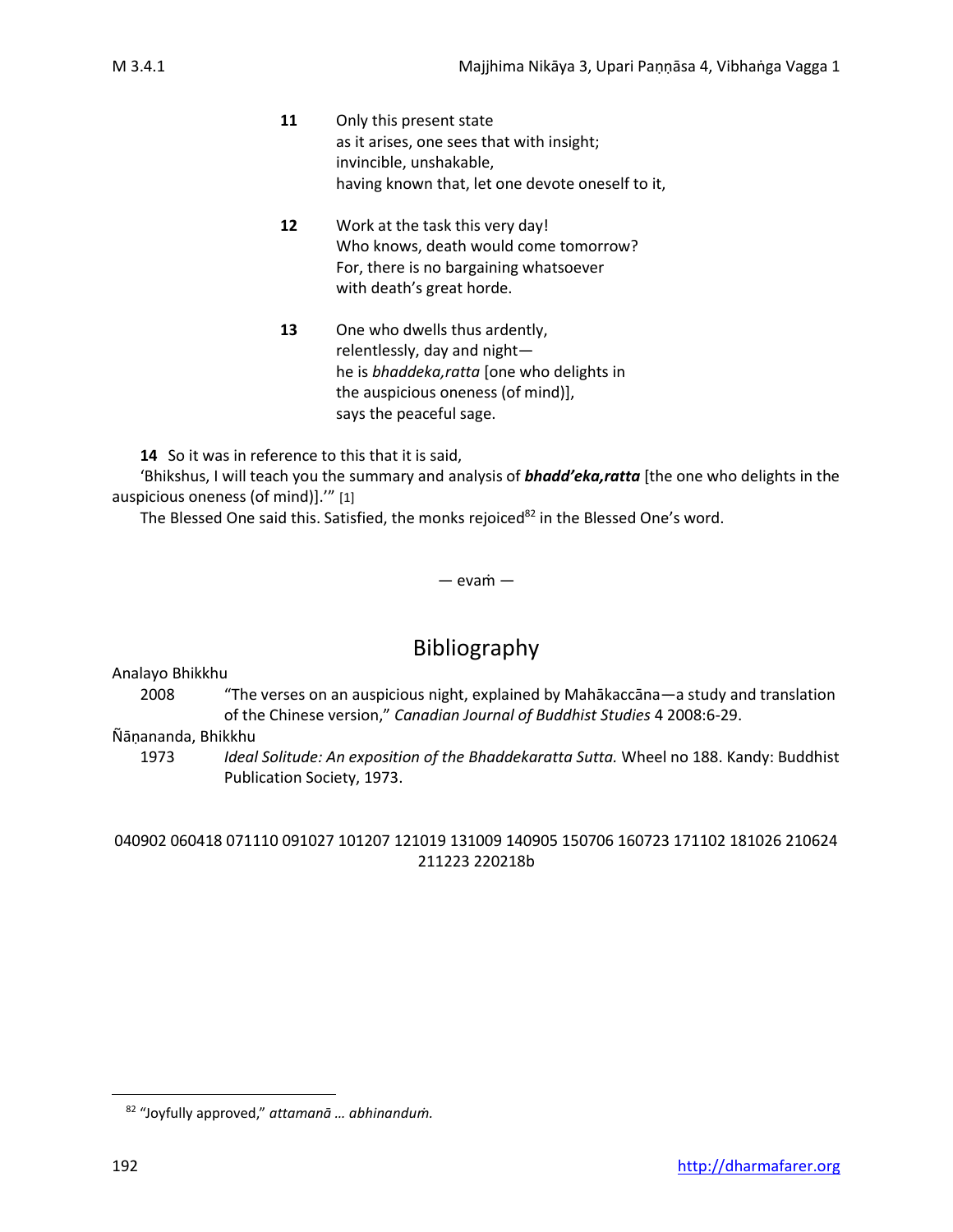**11** Only this present state
as it arises, one sees that with insight;
invincible, unshakable,
having known that, let one devote oneself to it,

**12** Work at the task this very day!
Who knows, death would come tomorrow?
For, there is no bargaining whatsoever
with death's great horde.

**13** One who dwells thus ardently,
relentlessly, day and night—
he is *bhaddeka,ratta* [one who delights in
the auspicious oneness (of mind)],
says the peaceful sage.

**14** So it was in reference to this that it is said,

'Bhikshus, I will teach you the summary and analysis of ***bhadd'eka,ratta*** [the one who delights in the auspicious oneness (of mind)].'" [1]

The Blessed One said this. Satisfied, the monks rejoiced[82] in the Blessed One's word.

— evaṁ —

## Bibliography

Analayo Bhikkhu

2008 "The verses on an auspicious night, explained by Mahākaccāna—a study and translation of the Chinese version," *Canadian Journal of Buddhist Studies* 4 2008:6-29.

Ñāṇananda, Bhikkhu

1973 *Ideal Solitude: An exposition of the Bhaddekaratta Sutta.* Wheel no 188. Kandy: Buddhist Publication Society, 1973.

040902 060418 071110 091027 101207 121019 131009 140905 150706 160723 171102 181026 210624 211223 220218b

[82] "Joyfully approved," *attamanā … abhinanduṁ.*